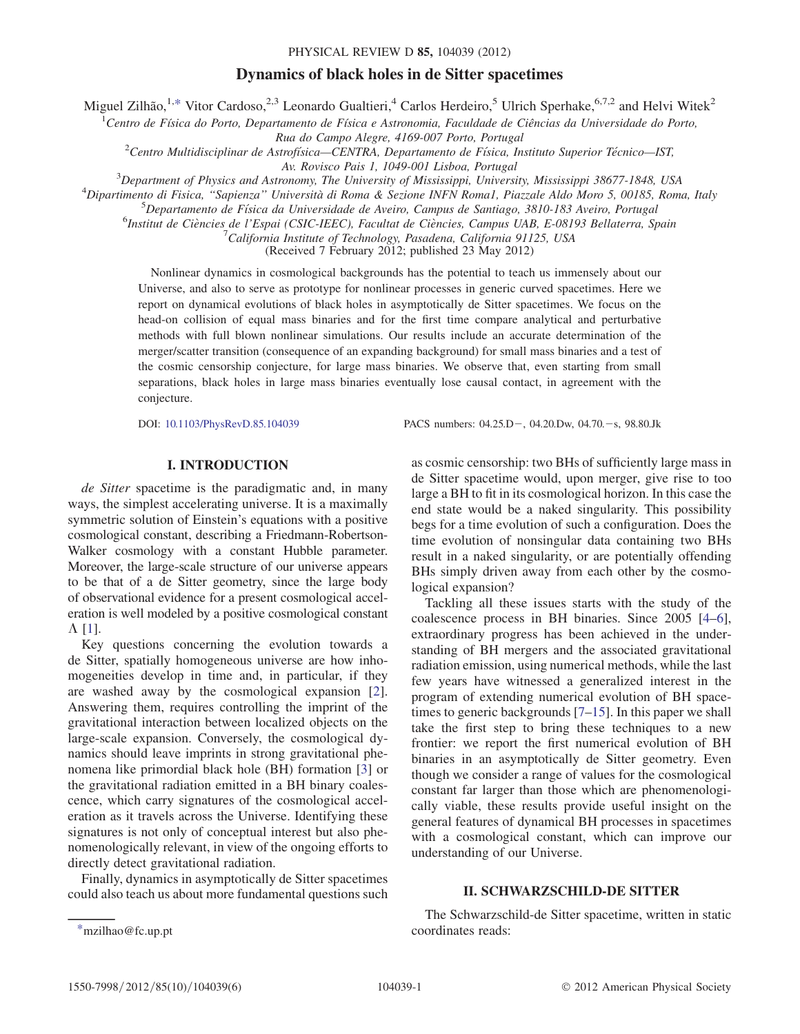# Dynamics of black holes in de Sitter spacetimes

Miguel Zilhão,[1,*] Vitor Cardoso,[2,3] Leonardo Gualtieri,[4] Carlos Herdeiro,[5] Ulrich Sperhake,[6,7,2] and Helvi Witek[2]

[1]Centro de Física do Porto, Departamento de Física e Astronomia, Faculdade de Ciências da Universidade do Porto, Rua do Campo Alegre, 4169-007 Porto, Portugal

[2]Centro Multidisciplinar de Astrofísica—CENTRA, Departamento de Física, Instituto Superior Técnico—IST, Av. Rovisco Pais 1, 1049-001 Lisboa, Portugal

[3]Department of Physics and Astronomy, The University of Mississippi, University, Mississippi 38677-1848, USA

[4]Dipartimento di Fisica, "Sapienza" Università di Roma & Sezione INFN Roma1, Piazzale Aldo Moro 5, 00185, Roma, Italy

[5]Departamento de Física da Universidade de Aveiro, Campus de Santiago, 3810-183 Aveiro, Portugal

[6]Institut de Ciències de l'Espai (CSIC-IEEC), Facultat de Ciències, Campus UAB, E-08193 Bellaterra, Spain

[7]California Institute of Technology, Pasadena, California 91125, USA

(Received 7 February 2012; published 23 May 2012)

Nonlinear dynamics in cosmological backgrounds has the potential to teach us immensely about our Universe, and also to serve as prototype for nonlinear processes in generic curved spacetimes. Here we report on dynamical evolutions of black holes in asymptotically de Sitter spacetimes. We focus on the head-on collision of equal mass binaries and for the first time compare analytical and perturbative methods with full blown nonlinear simulations. Our results include an accurate determination of the merger/scatter transition (consequence of an expanding background) for small mass binaries and a test of the cosmic censorship conjecture, for large mass binaries. We observe that, even starting from small separations, black holes in large mass binaries eventually lose causal contact, in agreement with the conjecture.

DOI: 10.1103/PhysRevD.85.104039 PACS numbers: 04.25.D−, 04.20.Dw, 04.70.−s, 98.80.Jk

## I. INTRODUCTION

*de Sitter* spacetime is the paradigmatic and, in many ways, the simplest accelerating universe. It is a maximally symmetric solution of Einstein's equations with a positive cosmological constant, describing a Friedmann-Robertson-Walker cosmology with a constant Hubble parameter. Moreover, the large-scale structure of our universe appears to be that of a de Sitter geometry, since the large body of observational evidence for a present cosmological acceleration is well modeled by a positive cosmological constant $\Lambda$ [1].

Key questions concerning the evolution towards a de Sitter, spatially homogeneous universe are how inhomogeneities develop in time and, in particular, if they are washed away by the cosmological expansion [2]. Answering them, requires controlling the imprint of the gravitational interaction between localized objects on the large-scale expansion. Conversely, the cosmological dynamics should leave imprints in strong gravitational phenomena like primordial black hole (BH) formation [3] or the gravitational radiation emitted in a BH binary coalescence, which carry signatures of the cosmological acceleration as it travels across the Universe. Identifying these signatures is not only of conceptual interest but also phenomenologically relevant, in view of the ongoing efforts to directly detect gravitational radiation.

Finally, dynamics in asymptotically de Sitter spacetimes could also teach us about more fundamental questions such as cosmic censorship: two BHs of sufficiently large mass in de Sitter spacetime would, upon merger, give rise to too large a BH to fit in its cosmological horizon. In this case the end state would be a naked singularity. This possibility begs for a time evolution of such a configuration. Does the time evolution of nonsingular data containing two BHs result in a naked singularity, or are potentially offending BHs simply driven away from each other by the cosmological expansion?

Tackling all these issues starts with the study of the coalescence process in BH binaries. Since 2005 [4–6], extraordinary progress has been achieved in the understanding of BH mergers and the associated gravitational radiation emission, using numerical methods, while the last few years have witnessed a generalized interest in the program of extending numerical evolution of BH spacetimes to generic backgrounds [7–15]. In this paper we shall take the first step to bring these techniques to a new frontier: we report the first numerical evolution of BH binaries in an asymptotically de Sitter geometry. Even though we consider a range of values for the cosmological constant far larger than those which are phenomenologically viable, these results provide useful insight on the general features of dynamical BH processes in spacetimes with a cosmological constant, which can improve our understanding of our Universe.

## II. SCHWARZSCHILD-DE SITTER

The Schwarzschild-de Sitter spacetime, written in static coordinates reads:

*mzilhao@fc.up.pt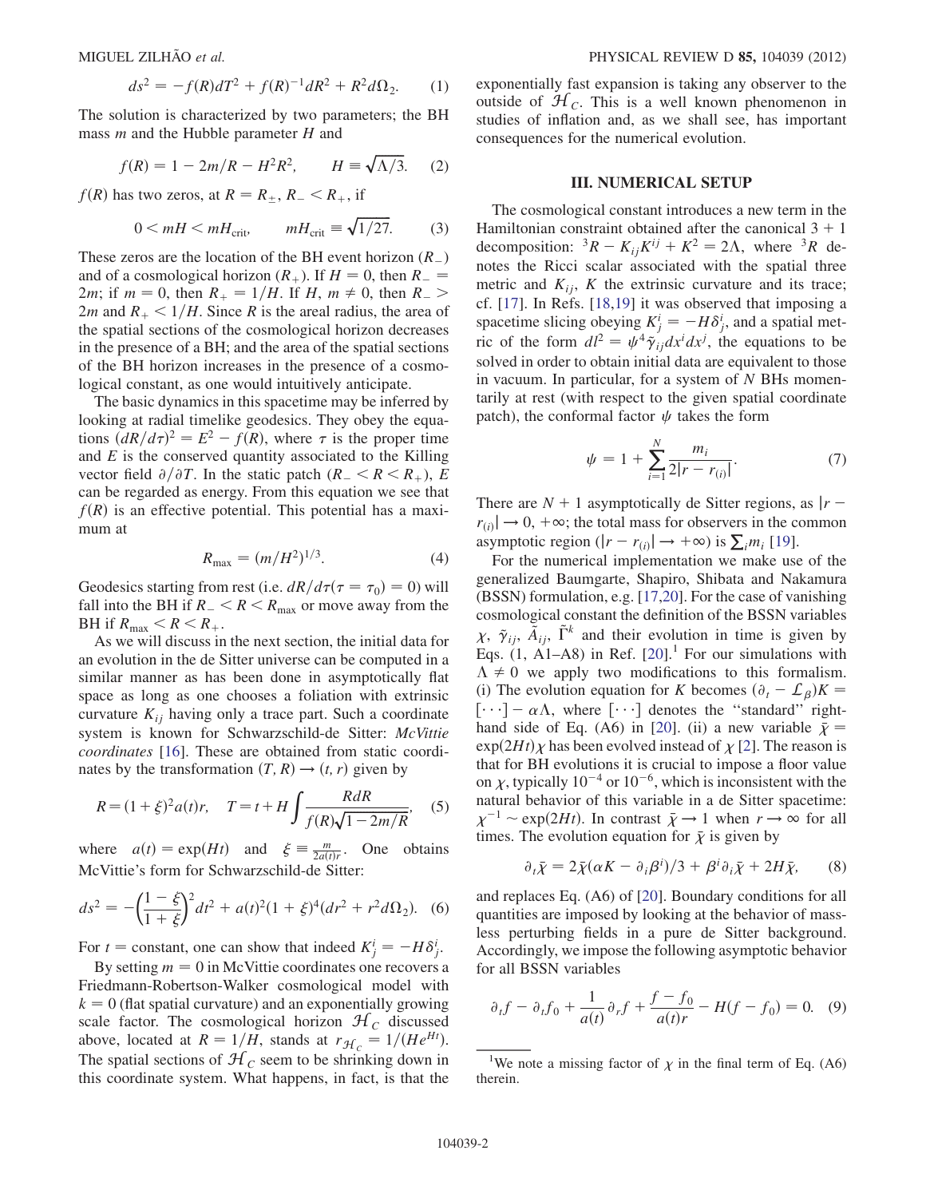$$ds^2 = -f(R)dT^2 + f(R)^{-1}dR^2 + R^2 d\Omega_2. \quad (1)$$

The solution is characterized by two parameters; the BH mass $m$ and the Hubble parameter $H$ and

$$f(R) = 1 - 2m/R - H^2R^2, \qquad H \equiv \sqrt{\Lambda/3}. \quad (2)$$

$f(R)$ has two zeros, at $R = R_{\pm}$, $R_- < R_+$, if

$$0 < mH < mH_{\rm crit}, \qquad mH_{\rm crit} \equiv \sqrt{1/27}. \quad (3)$$

These zeros are the location of the BH event horizon ($R_-$) and of a cosmological horizon ($R_+$). If $H = 0$, then $R_- = 2m$; if $m = 0$, then $R_+ = 1/H$. If $H$, $m \neq 0$, then $R_- > 2m$ and $R_+ < 1/H$. Since $R$ is the areal radius, the area of the spatial sections of the cosmological horizon decreases in the presence of a BH; and the area of the spatial sections of the BH horizon increases in the presence of a cosmological constant, as one would intuitively anticipate.

The basic dynamics in this spacetime may be inferred by looking at radial timelike geodesics. They obey the equations $(dR/d\tau)^2 = E^2 - f(R)$, where $\tau$ is the proper time and $E$ is the conserved quantity associated to the Killing vector field $\partial/\partial T$. In the static patch ($R_- < R < R_+$), $E$ can be regarded as energy. From this equation we see that $f(R)$ is an effective potential. This potential has a maximum at

$$R_{\rm max} = (m/H^2)^{1/3}. \quad (4)$$

Geodesics starting from rest (i.e. $dR/d\tau(\tau = \tau_0) = 0$) will fall into the BH if $R_- < R < R_{\rm max}$ or move away from the BH if $R_{\rm max} < R < R_+$.

As we will discuss in the next section, the initial data for an evolution in the de Sitter universe can be computed in a similar manner as has been done in asymptotically flat space as long as one chooses a foliation with extrinsic curvature $K_{ij}$ having only a trace part. Such a coordinate system is known for Schwarzschild-de Sitter: *McVittie coordinates* [16]. These are obtained from static coordinates by the transformation $(T, R) \to (t, r)$ given by

$$R = (1+\xi)^2 a(t) r, \quad T = t + H\int \frac{R dR}{f(R)\sqrt{1-2m/R}}, \quad (5)$$

where $a(t) = \exp(Ht)$ and $\xi \equiv \frac{m}{2a(t)r}$. One obtains McVittie's form for Schwarzschild-de Sitter:

$$ds^2 = -\left(\frac{1-\xi}{1+\xi}\right)^2 dt^2 + a(t)^2(1+\xi)^4(dr^2 + r^2 d\Omega_2). \quad (6)$$

For $t$ = constant, one can show that indeed $K^i_j = -H\delta^i_j$.

By setting $m = 0$ in McVittie coordinates one recovers a Friedmann-Robertson-Walker cosmological model with $k = 0$ (flat spatial curvature) and an exponentially growing scale factor. The cosmological horizon $\mathcal{H}_C$ discussed above, located at $R = 1/H$, stands at $r_{\mathcal{H}_C} = 1/(He^{Ht})$. The spatial sections of $\mathcal{H}_C$ seem to be shrinking down in this coordinate system. What happens, in fact, is that the exponentially fast expansion is taking any observer to the outside of $\mathcal{H}_C$. This is a well known phenomenon in studies of inflation and, as we shall see, has important consequences for the numerical evolution.

## III. NUMERICAL SETUP

The cosmological constant introduces a new term in the Hamiltonian constraint obtained after the canonical 3 + 1 decomposition: ${}^3R - K_{ij}K^{ij} + K^2 = 2\Lambda$, where ${}^3R$ denotes the Ricci scalar associated with the spatial three metric and $K_{ij}$, $K$ the extrinsic curvature and its trace; cf. [17]. In Refs. [18,19] it was observed that imposing a spacetime slicing obeying $K^i_j = -H\delta^i_j$, and a spatial metric of the form $dl^2 = \psi^4\tilde{\gamma}_{ij}dx^i dx^j$, the equations to be solved in order to obtain initial data are equivalent to those in vacuum. In particular, for a system of $N$ BHs momentarily at rest (with respect to the given spatial coordinate patch), the conformal factor $\psi$ takes the form

$$\psi = 1 + \sum_{i=1}^{N} \frac{m_i}{2|r - r_{(i)}|}. \quad (7)$$

There are $N + 1$ asymptotically de Sitter regions, as $|r - r_{(i)}| \to 0, +\infty$; the total mass for observers in the common asymptotic region ($|r - r_{(i)}| \to +\infty$) is $\sum_i m_i$ [19].

For the numerical implementation we make use of the generalized Baumgarte, Shapiro, Shibata and Nakamura (BSSN) formulation, e.g. [17,20]. For the case of vanishing cosmological constant the definition of the BSSN variables $\chi$, $\tilde{\gamma}_{ij}$, $\tilde{A}_{ij}$, $\tilde{\Gamma}^k$ and their evolution in time is given by Eqs. (1, A1–A8) in Ref. [20].[1] For our simulations with $\Lambda \neq 0$ we apply two modifications to this formalism. (i) The evolution equation for $K$ becomes $(\partial_t - \mathcal{L}_\beta)K = [\cdots] - \alpha\Lambda$, where $[\cdots]$ denotes the "standard" right-hand side of Eq. (A6) in [20]. (ii) a new variable $\bar{\chi} = \exp(2Ht)\chi$ has been evolved instead of $\chi$ [2]. The reason is that for BH evolutions it is crucial to impose a floor value on $\chi$, typically $10^{-4}$ or $10^{-6}$, which is inconsistent with the natural behavior of this variable in a de Sitter spacetime: $\chi^{-1} \sim \exp(2Ht)$. In contrast $\bar{\chi} \to 1$ when $r \to \infty$ for all times. The evolution equation for $\bar{\chi}$ is given by

$$\partial_t \bar{\chi} = 2\bar{\chi}(\alpha K - \partial_i\beta^i)/3 + \beta^i\partial_i\bar{\chi} + 2H\bar{\chi}, \quad (8)$$

and replaces Eq. (A6) of [20]. Boundary conditions for all quantities are imposed by looking at the behavior of massless perturbing fields in a pure de Sitter background. Accordingly, we impose the following asymptotic behavior for all BSSN variables

$$\partial_t f - \partial_t f_0 + \frac{1}{a(t)}\partial_r f + \frac{f - f_0}{a(t)r} - H(f - f_0) = 0. \quad (9)$$

---

[1] We note a missing factor of $\chi$ in the final term of Eq. (A6) therein.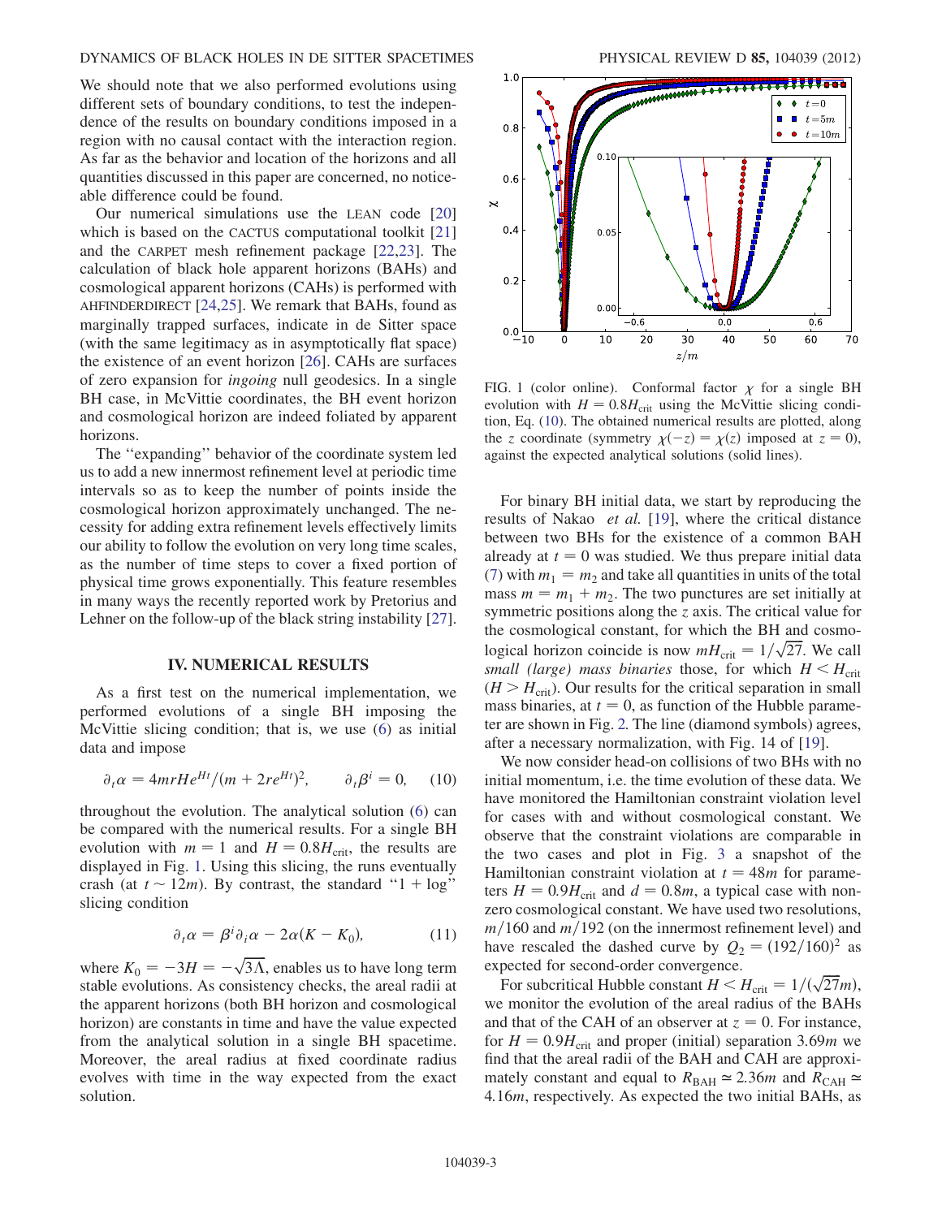We should note that we also performed evolutions using different sets of boundary conditions, to test the independence of the results on boundary conditions imposed in a region with no causal contact with the interaction region. As far as the behavior and location of the horizons and all quantities discussed in this paper are concerned, no noticeable difference could be found.

Our numerical simulations use the LEAN code [20] which is based on the CACTUS computational toolkit [21] and the CARPET mesh refinement package [22,23]. The calculation of black hole apparent horizons (BAHs) and cosmological apparent horizons (CAHs) is performed with AHFINDERDIRECT [24,25]. We remark that BAHs, found as marginally trapped surfaces, indicate in de Sitter space (with the same legitimacy as in asymptotically flat space) the existence of an event horizon [26]. CAHs are surfaces of zero expansion for *ingoing* null geodesics. In a single BH case, in McVittie coordinates, the BH event horizon and cosmological horizon are indeed foliated by apparent horizons.

The "expanding" behavior of the coordinate system led us to add a new innermost refinement level at periodic time intervals so as to keep the number of points inside the cosmological horizon approximately unchanged. The necessity for adding extra refinement levels effectively limits our ability to follow the evolution on very long time scales, as the number of time steps to cover a fixed portion of physical time grows exponentially. This feature resembles in many ways the recently reported work by Pretorius and Lehner on the follow-up of the black string instability [27].

## IV. NUMERICAL RESULTS

As a first test on the numerical implementation, we performed evolutions of a single BH imposing the McVittie slicing condition; that is, we use (6) as initial data and impose

$$\partial_t \alpha = 4mrHe^{Ht}/(m + 2re^{Ht})^2, \qquad \partial_t \beta^i = 0, \tag{10}$$

throughout the evolution. The analytical solution (6) can be compared with the numerical results. For a single BH evolution with $m = 1$ and $H = 0.8H_{\rm crit}$, the results are displayed in Fig. 1. Using this slicing, the runs eventually crash (at $t \sim 12m$). By contrast, the standard "1 + log" slicing condition

$$\partial_t \alpha = \beta^i \partial_i \alpha - 2\alpha(K - K_0), \tag{11}$$

where $K_0 = -3H = -\sqrt{3\Lambda}$, enables us to have long term stable evolutions. As consistency checks, the areal radii at the apparent horizons (both BH horizon and cosmological horizon) are constants in time and have the value expected from the analytical solution in a single BH spacetime. Moreover, the areal radius at fixed coordinate radius evolves with time in the way expected from the exact solution.

FIG. 1 (color online). Conformal factor $\chi$ for a single BH evolution with $H = 0.8H_{\rm crit}$ using the McVittie slicing condition, Eq. (10). The obtained numerical results are plotted, along the $z$ coordinate (symmetry $\chi(-z) = \chi(z)$ imposed at $z = 0$), against the expected analytical solutions (solid lines).

For binary BH initial data, we start by reproducing the results of Nakao *et al.* [19], where the critical distance between two BHs for the existence of a common BAH already at $t = 0$ was studied. We thus prepare initial data (7) with $m_1 = m_2$ and take all quantities in units of the total mass $m = m_1 + m_2$. The two punctures are set initially at symmetric positions along the $z$ axis. The critical value for the cosmological constant, for which the BH and cosmological horizon coincide is now $mH_{\rm crit} = 1/\sqrt{27}$. We call *small (large) mass binaries* those, for which $H < H_{\rm crit}$ ($H > H_{\rm crit}$). Our results for the critical separation in small mass binaries, at $t = 0$, as function of the Hubble parameter are shown in Fig. 2. The line (diamond symbols) agrees, after a necessary normalization, with Fig. 14 of [19].

We now consider head-on collisions of two BHs with no initial momentum, i.e. the time evolution of these data. We have monitored the Hamiltonian constraint violation level for cases with and without cosmological constant. We observe that the constraint violations are comparable in the two cases and plot in Fig. 3 a snapshot of the Hamiltonian constraint violation at $t = 48m$ for parameters $H = 0.9H_{\rm crit}$ and $d = 0.8m$, a typical case with nonzero cosmological constant. We have used two resolutions, $m/160$ and $m/192$ (on the innermost refinement level) and have rescaled the dashed curve by $Q_2 = (192/160)^2$ as expected for second-order convergence.

For subcritical Hubble constant $H < H_{\rm crit} = 1/(\sqrt{27}m)$, we monitor the evolution of the areal radius of the BAHs and that of the CAH of an observer at $z = 0$. For instance, for $H = 0.9H_{\rm crit}$ and proper (initial) separation $3.69m$ we find that the areal radii of the BAH and CAH are approximately constant and equal to $R_{\rm BAH} \simeq 2.36m$ and $R_{\rm CAH} \simeq 4.16m$, respectively. As expected the two initial BAHs, as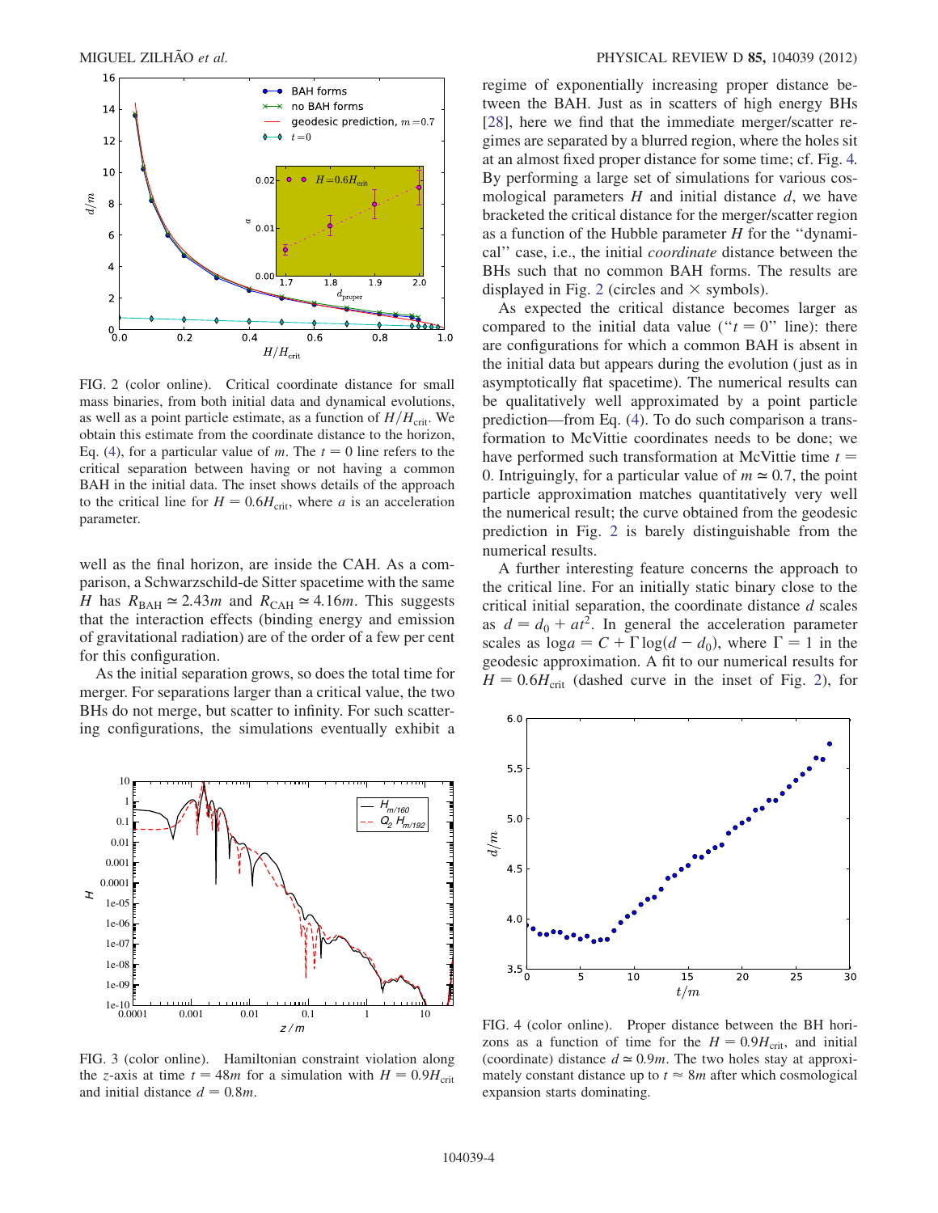FIG. 2 (color online). Critical coordinate distance for small mass binaries, from both initial data and dynamical evolutions, as well as a point particle estimate, as a function of $H/H_{\mathrm{crit}}$. We obtain this estimate from the coordinate distance to the horizon, Eq. (4), for a particular value of $m$. The $t = 0$ line refers to the critical separation between having or not having a common BAH in the initial data. The inset shows details of the approach to the critical line for $H = 0.6H_{\mathrm{crit}}$, where $a$ is an acceleration parameter.

well as the final horizon, are inside the CAH. As a comparison, a Schwarzschild-de Sitter spacetime with the same $H$ has $R_{\mathrm{BAH}} \simeq 2.43m$ and $R_{\mathrm{CAH}} \simeq 4.16m$. This suggests that the interaction effects (binding energy and emission of gravitational radiation) are of the order of a few per cent for this configuration.

As the initial separation grows, so does the total time for merger. For separations larger than a critical value, the two BHs do not merge, but scatter to infinity. For such scattering configurations, the simulations eventually exhibit a regime of exponentially increasing proper distance between the BAH. Just as in scatters of high energy BHs [28], here we find that the immediate merger/scatter regimes are separated by a blurred region, where the holes sit at an almost fixed proper distance for some time; cf. Fig. 4. By performing a large set of simulations for various cosmological parameters $H$ and initial distance $d$, we have bracketed the critical distance for the merger/scatter region as a function of the Hubble parameter $H$ for the "dynamical" case, i.e., the initial *coordinate* distance between the BHs such that no common BAH forms. The results are displayed in Fig. 2 (circles and × symbols).

As expected the critical distance becomes larger as compared to the initial data value ("$t = 0$" line): there are configurations for which a common BAH is absent in the initial data but appears during the evolution (just as in asymptotically flat spacetime). The numerical results can be qualitatively well approximated by a point particle prediction—from Eq. (4). To do such comparison a transformation to McVittie coordinates needs to be done; we have performed such transformation at McVittie time $t = 0$. Intriguingly, for a particular value of $m \simeq 0.7$, the point particle approximation matches quantitatively very well the numerical result; the curve obtained from the geodesic prediction in Fig. 2 is barely distinguishable from the numerical results.

A further interesting feature concerns the approach to the critical line. For an initially static binary close to the critical initial separation, the coordinate distance $d$ scales as $d = d_0 + at^2$. In general the acceleration parameter scales as $\log a = C + \Gamma \log(d - d_0)$, where $\Gamma = 1$ in the geodesic approximation. A fit to our numerical results for $H = 0.6H_{\mathrm{crit}}$ (dashed curve in the inset of Fig. 2), for

FIG. 3 (color online). Hamiltonian constraint violation along the $z$-axis at time $t = 48m$ for a simulation with $H = 0.9H_{\mathrm{crit}}$ and initial distance $d = 0.8m$.

FIG. 4 (color online). Proper distance between the BH horizons as a function of time for the $H = 0.9H_{\mathrm{crit}}$, and initial (coordinate) distance $d \simeq 0.9m$. The two holes stay at approximately constant distance up to $t \approx 8m$ after which cosmological expansion starts dominating.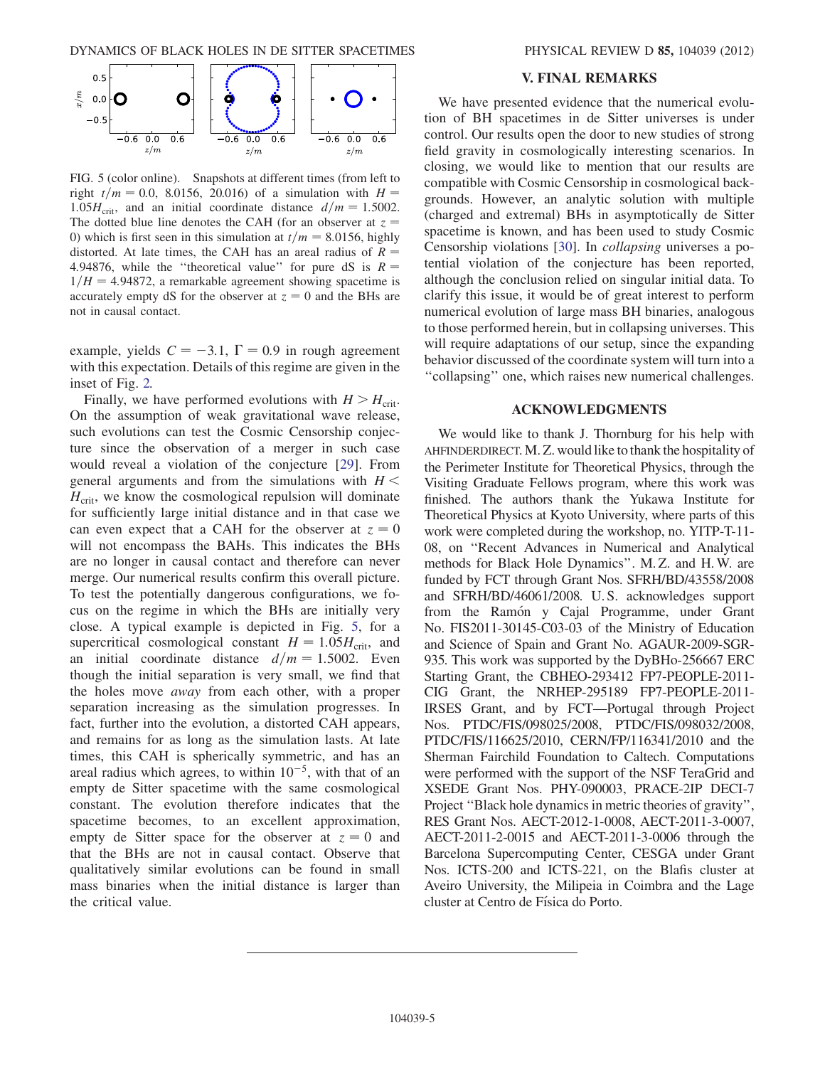FIG. 5 (color online). Snapshots at different times (from left to right $t/m = 0.0,\ 8.0156,\ 20.016$) of a simulation with $H = 1.05H_{\rm crit}$, and an initial coordinate distance $d/m = 1.5002$. The dotted blue line denotes the CAH (for an observer at $z = 0$) which is first seen in this simulation at $t/m = 8.0156$, highly distorted. At late times, the CAH has an areal radius of $R = 4.94876$, while the "theoretical value" for pure dS is $R = 1/H = 4.94872$, a remarkable agreement showing spacetime is accurately empty dS for the observer at $z = 0$ and the BHs are not in causal contact.

example, yields $C = -3.1$, $\Gamma = 0.9$ in rough agreement with this expectation. Details of this regime are given in the inset of Fig. 2.

Finally, we have performed evolutions with $H > H_{\rm crit}$. On the assumption of weak gravitational wave release, such evolutions can test the Cosmic Censorship conjecture since the observation of a merger in such case would reveal a violation of the conjecture [29]. From general arguments and from the simulations with $H < H_{\rm crit}$, we know the cosmological repulsion will dominate for sufficiently large initial distance and in that case we can even expect that a CAH for the observer at $z = 0$ will not encompass the BAHs. This indicates the BHs are no longer in causal contact and therefore can never merge. Our numerical results confirm this overall picture. To test the potentially dangerous configurations, we focus on the regime in which the BHs are initially very close. A typical example is depicted in Fig. 5, for a supercritical cosmological constant $H = 1.05H_{\rm crit}$, and an initial coordinate distance $d/m = 1.5002$. Even though the initial separation is very small, we find that the holes move *away* from each other, with a proper separation increasing as the simulation progresses. In fact, further into the evolution, a distorted CAH appears, and remains for as long as the simulation lasts. At late times, this CAH is spherically symmetric, and has an areal radius which agrees, to within $10^{-5}$, with that of an empty de Sitter spacetime with the same cosmological constant. The evolution therefore indicates that the spacetime becomes, to an excellent approximation, empty de Sitter space for the observer at $z = 0$ and that the BHs are not in causal contact. Observe that qualitatively similar evolutions can be found in small mass binaries when the initial distance is larger than the critical value.

## V. FINAL REMARKS

We have presented evidence that the numerical evolution of BH spacetimes in de Sitter universes is under control. Our results open the door to new studies of strong field gravity in cosmologically interesting scenarios. In closing, we would like to mention that our results are compatible with Cosmic Censorship in cosmological backgrounds. However, an analytic solution with multiple (charged and extremal) BHs in asymptotically de Sitter spacetime is known, and has been used to study Cosmic Censorship violations [30]. In *collapsing* universes a potential violation of the conjecture has been reported, although the conclusion relied on singular initial data. To clarify this issue, it would be of great interest to perform numerical evolution of large mass BH binaries, analogous to those performed herein, but in collapsing universes. This will require adaptations of our setup, since the expanding behavior discussed of the coordinate system will turn into a "collapsing" one, which raises new numerical challenges.

## ACKNOWLEDGMENTS

We would like to thank J. Thornburg for his help with AHFINDERDIRECT. M. Z. would like to thank the hospitality of the Perimeter Institute for Theoretical Physics, through the Visiting Graduate Fellows program, where this work was finished. The authors thank the Yukawa Institute for Theoretical Physics at Kyoto University, where parts of this work were completed during the workshop, no. YITP-T-11-08, on "Recent Advances in Numerical and Analytical methods for Black Hole Dynamics". M. Z. and H. W. are funded by FCT through Grant Nos. SFRH/BD/43558/2008 and SFRH/BD/46061/2008. U. S. acknowledges support from the Ramón y Cajal Programme, under Grant No. FIS2011-30145-C03-03 of the Ministry of Education and Science of Spain and Grant No. AGAUR-2009-SGR-935. This work was supported by the DyBHo-256667 ERC Starting Grant, the CBHEO-293412 FP7-PEOPLE-2011-CIG Grant, the NRHEP-295189 FP7-PEOPLE-2011-IRSES Grant, and by FCT—Portugal through Project Nos. PTDC/FIS/098025/2008, PTDC/FIS/098032/2008, PTDC/FIS/116625/2010, CERN/FP/116341/2010 and the Sherman Fairchild Foundation to Caltech. Computations were performed with the support of the NSF TeraGrid and XSEDE Grant Nos. PHY-090003, PRACE-2IP DECI-7 Project "Black hole dynamics in metric theories of gravity", RES Grant Nos. AECT-2012-1-0008, AECT-2011-3-0007, AECT-2011-2-0015 and AECT-2011-3-0006 through the Barcelona Supercomputing Center, CESGA under Grant Nos. ICTS-200 and ICTS-221, on the Blafis cluster at Aveiro University, the Milipeia in Coimbra and the Lage cluster at Centro de Física do Porto.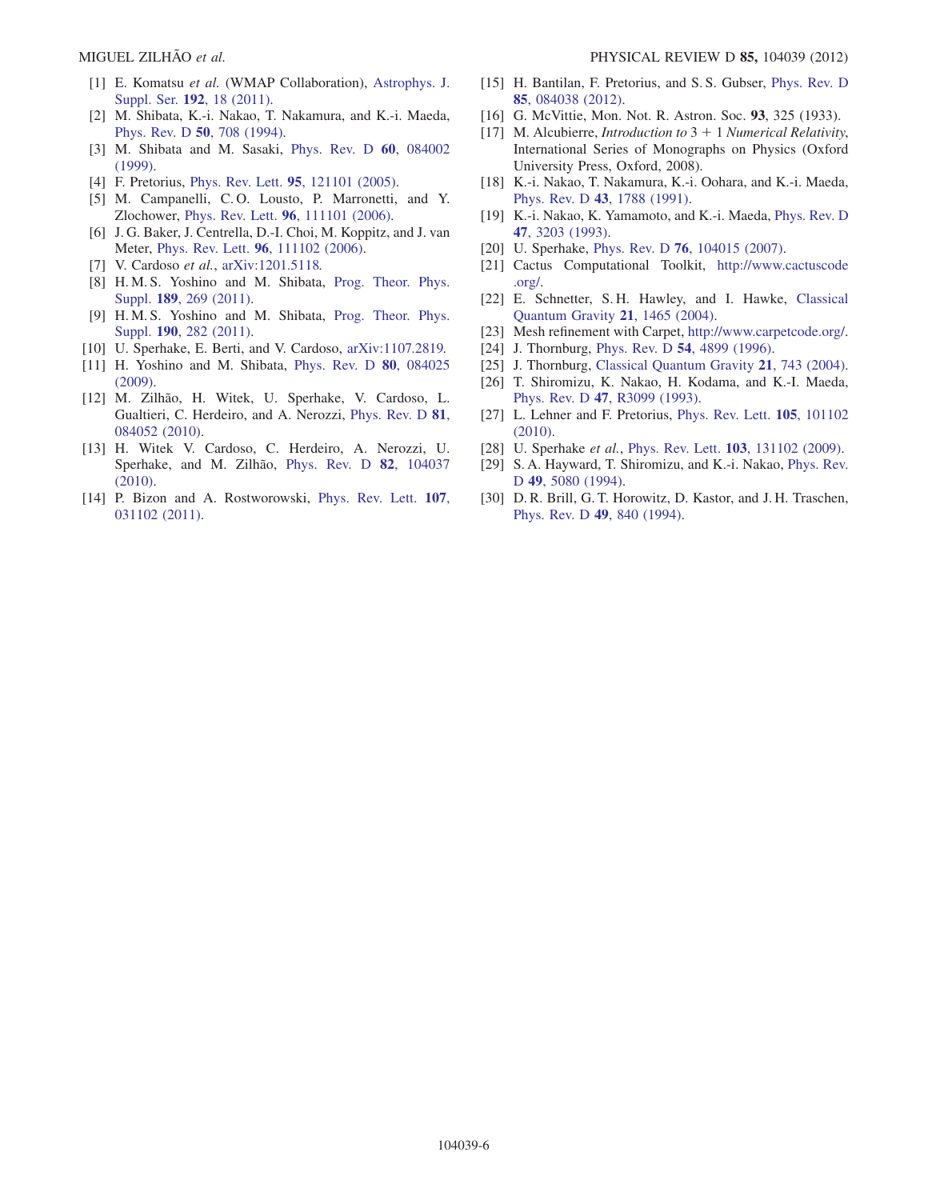[1] E. Komatsu *et al.* (WMAP Collaboration), Astrophys. J. Suppl. Ser. **192**, 18 (2011).

[2] M. Shibata, K.-i. Nakao, T. Nakamura, and K.-i. Maeda, Phys. Rev. D **50**, 708 (1994).

[3] M. Shibata and M. Sasaki, Phys. Rev. D **60**, 084002 (1999).

[4] F. Pretorius, Phys. Rev. Lett. **95**, 121101 (2005).

[5] M. Campanelli, C. O. Lousto, P. Marronetti, and Y. Zlochower, Phys. Rev. Lett. **96**, 111101 (2006).

[6] J. G. Baker, J. Centrella, D.-I. Choi, M. Koppitz, and J. van Meter, Phys. Rev. Lett. **96**, 111102 (2006).

[7] V. Cardoso *et al.*, arXiv:1201.5118.

[8] H. M. S. Yoshino and M. Shibata, Prog. Theor. Phys. Suppl. **189**, 269 (2011).

[9] H. M. S. Yoshino and M. Shibata, Prog. Theor. Phys. Suppl. **190**, 282 (2011).

[10] U. Sperhake, E. Berti, and V. Cardoso, arXiv:1107.2819.

[11] H. Yoshino and M. Shibata, Phys. Rev. D **80**, 084025 (2009).

[12] M. Zilhão, H. Witek, U. Sperhake, V. Cardoso, L. Gualtieri, C. Herdeiro, and A. Nerozzi, Phys. Rev. D **81**, 084052 (2010).

[13] H. Witek V. Cardoso, C. Herdeiro, A. Nerozzi, U. Sperhake, and M. Zilhão, Phys. Rev. D **82**, 104037 (2010).

[14] P. Bizon and A. Rostworowski, Phys. Rev. Lett. **107**, 031102 (2011).

[15] H. Bantilan, F. Pretorius, and S. S. Gubser, Phys. Rev. D **85**, 084038 (2012).

[16] G. McVittie, Mon. Not. R. Astron. Soc. **93**, 325 (1933).

[17] M. Alcubierre, *Introduction to* $3 + 1$ *Numerical Relativity*, International Series of Monographs on Physics (Oxford University Press, Oxford, 2008).

[18] K.-i. Nakao, T. Nakamura, K.-i. Oohara, and K.-i. Maeda, Phys. Rev. D **43**, 1788 (1991).

[19] K.-i. Nakao, K. Yamamoto, and K.-i. Maeda, Phys. Rev. D **47**, 3203 (1993).

[20] U. Sperhake, Phys. Rev. D **76**, 104015 (2007).

[21] Cactus Computational Toolkit, http://www.cactuscode.org/.

[22] E. Schnetter, S. H. Hawley, and I. Hawke, Classical Quantum Gravity **21**, 1465 (2004).

[23] Mesh refinement with Carpet, http://www.carpetcode.org/.

[24] J. Thornburg, Phys. Rev. D **54**, 4899 (1996).

[25] J. Thornburg, Classical Quantum Gravity **21**, 743 (2004).

[26] T. Shiromizu, K. Nakao, H. Kodama, and K.-I. Maeda, Phys. Rev. D **47**, R3099 (1993).

[27] L. Lehner and F. Pretorius, Phys. Rev. Lett. **105**, 101102 (2010).

[28] U. Sperhake *et al.*, Phys. Rev. Lett. **103**, 131102 (2009).

[29] S. A. Hayward, T. Shiromizu, and K.-i. Nakao, Phys. Rev. D **49**, 5080 (1994).

[30] D. R. Brill, G. T. Horowitz, D. Kastor, and J. H. Traschen, Phys. Rev. D **49**, 840 (1994).